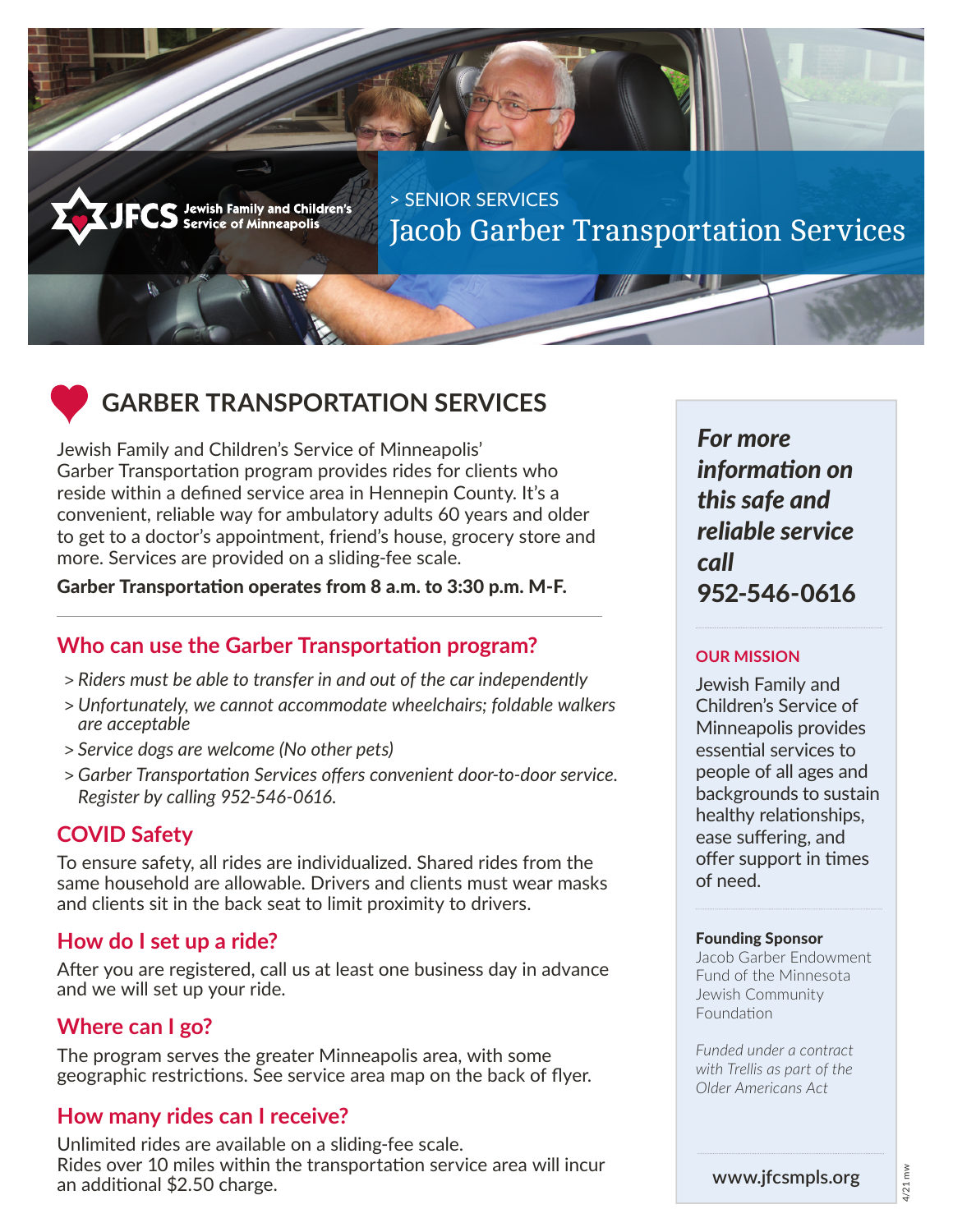JFCS Jewish Family and Children's Service of Minneapolis

> SENIOR SERVICES

# Jacob Garber Transportation Services

## GARBER TRANSPORTATION SERVICES

Jewish Family and Children's Service of Minneapolis' Garber Transportation program provides rides for clients who reside within a defined service area in Hennepin County. It's a convenient, reliable way for ambulatory adults 60 years and older to get to a doctor's appointment, friend's house, grocery store and more. Services are provided on a sliding-fee scale.

**Garber Transportation operates from 8 a.m. to 3:30 p.m. M-F.**

### Who can use the Garber Transportation program?

- *Riders must be able to transfer in and out of the car independently*
- *Unfortunately, we cannot accommodate wheelchairs; foldable walkers are acceptable*
- *Service dogs are welcome (No other pets)*
- *Garber Transportation Services offers convenient door-to-door service. Register by calling 952-546-0616.*

### COVID Safety

To ensure safety, all rides are individualized. Shared rides from the same household are allowable. Drivers and clients must wear masks and clients sit in the back seat to limit proximity to drivers.

### How do I set up a ride?

After you are registered, call us at least one business day in advance and we will set up your ride.

### Where can I go?

The program serves the greater Minneapolis area, with some geographic restrictions. See service area map on the back of flyer.

### How many rides can I receive?

Unlimited rides are available on a sliding-fee scale.
Rides over 10 miles within the transportation service area will incur an additional $2.50 charge.

***For more information on this safe and reliable service call 952-546-0616***

#### OUR MISSION

Jewish Family and Children's Service of Minneapolis provides essential services to people of all ages and backgrounds to sustain healthy relationships, ease suffering, and offer support in times of need.

**Founding Sponsor**
Jacob Garber Endowment Fund of the Minnesota Jewish Community Foundation

*Funded under a contract with Trellis as part of the Older Americans Act*

www.jfcsmpls.org

4/21 mw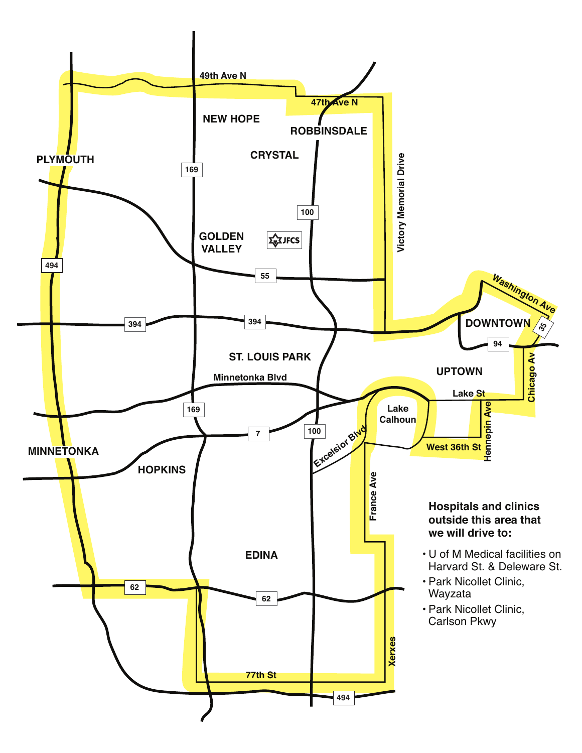49th Ave N

47th Ave N

NEW HOPE

ROBBINSDALE

CRYSTAL

PLYMOUTH

169

100

Victory Memorial Drive

GOLDEN VALLEY

JFCS

494

55

Washington Ave

394

394

DOWNTOWN

35

94

ST. LOUIS PARK

UPTOWN

Minnetonka Blvd

Chicago Av

Lake St

Lake Calhoun

169

Hennepin Ave

7

100

Excelsior Blvd

West 36th St

MINNETONKA

HOPKINS

France Ave

**Hospitals and clinics outside this area that we will drive to:**

- U of M Medical facilities on Harvard St. & Deleware St.
- Park Nicollet Clinic, Wayzata
- Park Nicollet Clinic, Carlson Pkwy

EDINA

62

62

Xerxes

77th St

494